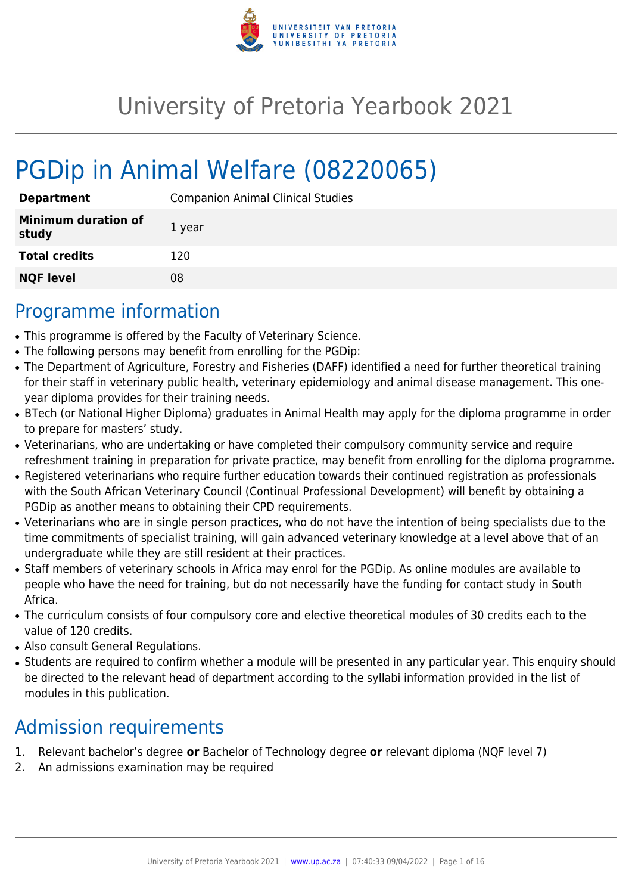# University of Pretoria Yearbook 2021

# PGDip in Animal Welfare (08220065)

| | |
|---|---|
| **Department** | Companion Animal Clinical Studies |
| **Minimum duration of study** | 1 year |
| **Total credits** | 120 |
| **NQF level** | 08 |

## Programme information

- This programme is offered by the Faculty of Veterinary Science.
- The following persons may benefit from enrolling for the PGDip:
- The Department of Agriculture, Forestry and Fisheries (DAFF) identified a need for further theoretical training for their staff in veterinary public health, veterinary epidemiology and animal disease management. This one-year diploma provides for their training needs.
- BTech (or National Higher Diploma) graduates in Animal Health may apply for the diploma programme in order to prepare for masters' study.
- Veterinarians, who are undertaking or have completed their compulsory community service and require refreshment training in preparation for private practice, may benefit from enrolling for the diploma programme.
- Registered veterinarians who require further education towards their continued registration as professionals with the South African Veterinary Council (Continual Professional Development) will benefit by obtaining a PGDip as another means to obtaining their CPD requirements.
- Veterinarians who are in single person practices, who do not have the intention of being specialists due to the time commitments of specialist training, will gain advanced veterinary knowledge at a level above that of an undergraduate while they are still resident at their practices.
- Staff members of veterinary schools in Africa may enrol for the PGDip. As online modules are available to people who have the need for training, but do not necessarily have the funding for contact study in South Africa.
- The curriculum consists of four compulsory core and elective theoretical modules of 30 credits each to the value of 120 credits.
- Also consult General Regulations.
- Students are required to confirm whether a module will be presented in any particular year. This enquiry should be directed to the relevant head of department according to the syllabi information provided in the list of modules in this publication.

## Admission requirements

1. Relevant bachelor's degree **or** Bachelor of Technology degree **or** relevant diploma (NQF level 7)
2. An admissions examination may be required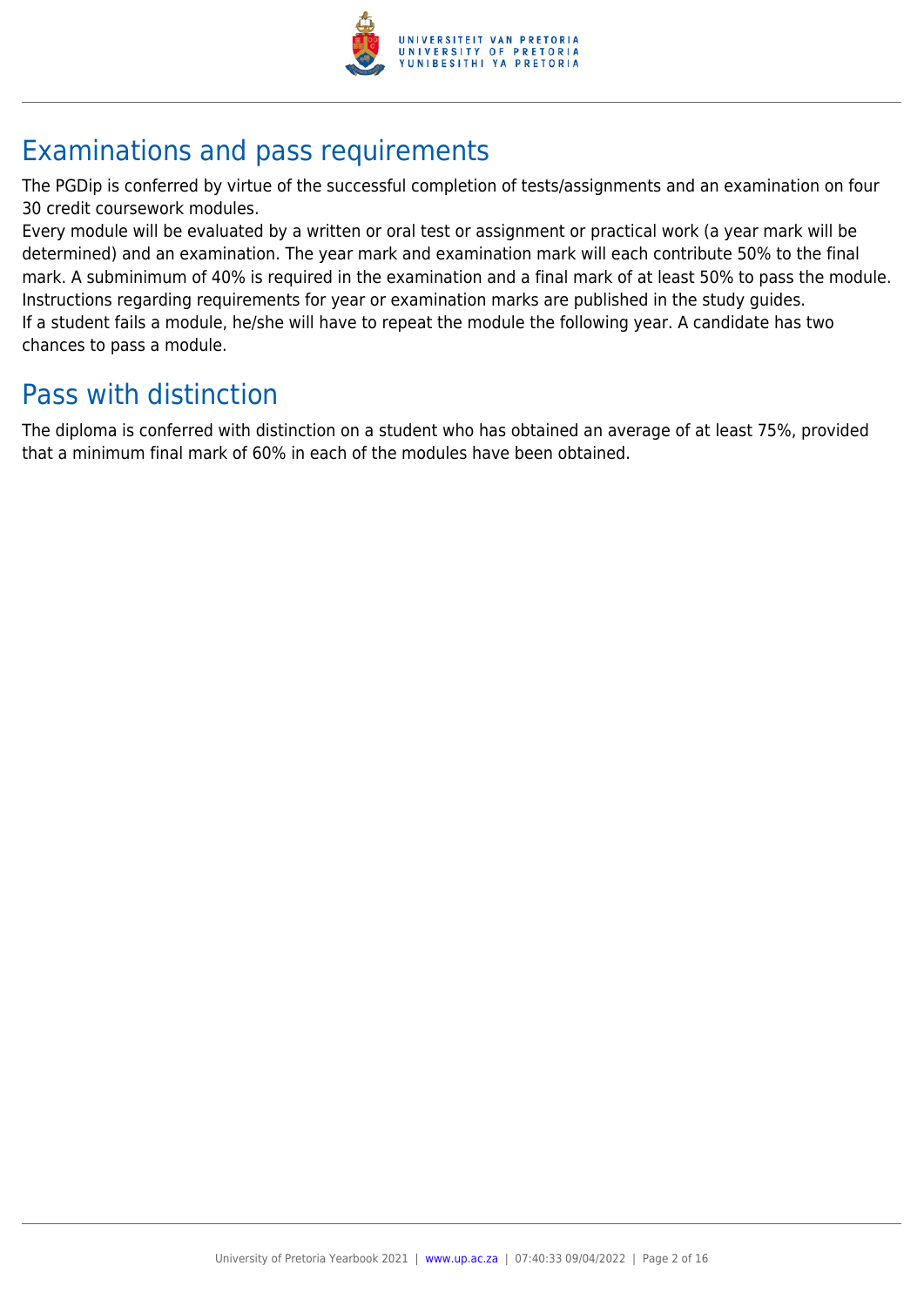## Examinations and pass requirements

The PGDip is conferred by virtue of the successful completion of tests/assignments and an examination on four 30 credit coursework modules.

Every module will be evaluated by a written or oral test or assignment or practical work (a year mark will be determined) and an examination. The year mark and examination mark will each contribute 50% to the final mark. A subminimum of 40% is required in the examination and a final mark of at least 50% to pass the module. Instructions regarding requirements for year or examination marks are published in the study guides.

If a student fails a module, he/she will have to repeat the module the following year. A candidate has two chances to pass a module.

## Pass with distinction

The diploma is conferred with distinction on a student who has obtained an average of at least 75%, provided that a minimum final mark of 60% in each of the modules have been obtained.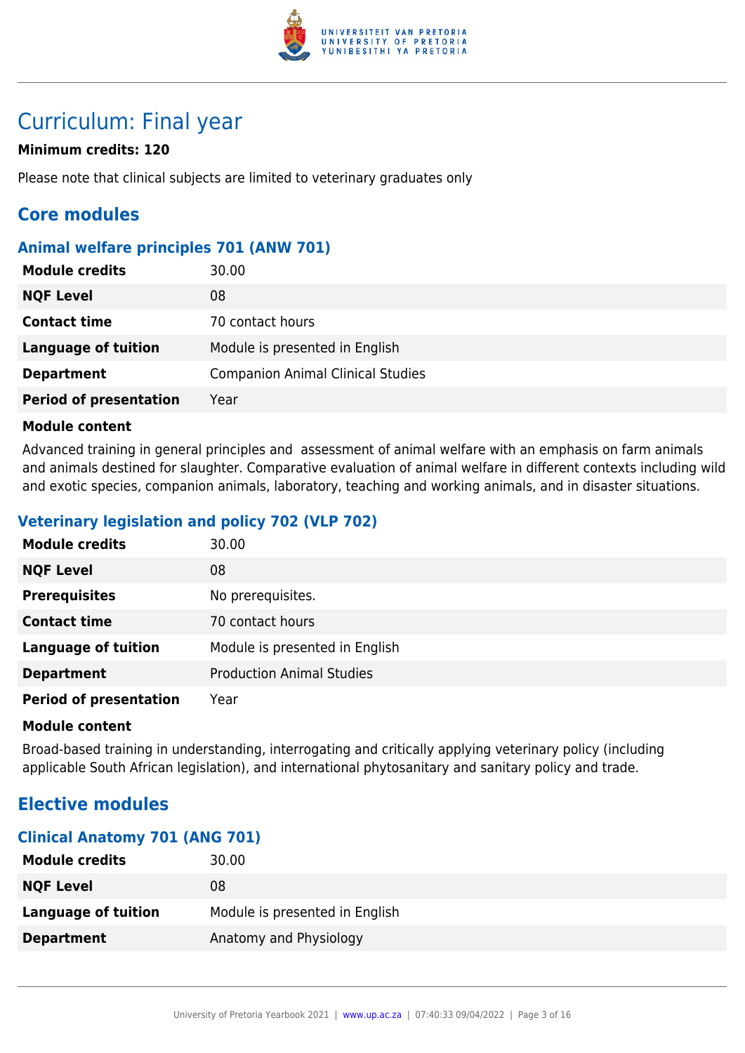# Curriculum: Final year

**Minimum credits: 120**

Please note that clinical subjects are limited to veterinary graduates only

## Core modules

### Animal welfare principles 701 (ANW 701)

| | |
|---|---|
| **Module credits** | 30.00 |
| **NQF Level** | 08 |
| **Contact time** | 70 contact hours |
| **Language of tuition** | Module is presented in English |
| **Department** | Companion Animal Clinical Studies |
| **Period of presentation** | Year |

**Module content**

Advanced training in general principles and assessment of animal welfare with an emphasis on farm animals and animals destined for slaughter. Comparative evaluation of animal welfare in different contexts including wild and exotic species, companion animals, laboratory, teaching and working animals, and in disaster situations.

### Veterinary legislation and policy 702 (VLP 702)

| | |
|---|---|
| **Module credits** | 30.00 |
| **NQF Level** | 08 |
| **Prerequisites** | No prerequisites. |
| **Contact time** | 70 contact hours |
| **Language of tuition** | Module is presented in English |
| **Department** | Production Animal Studies |
| **Period of presentation** | Year |

**Module content**

Broad-based training in understanding, interrogating and critically applying veterinary policy (including applicable South African legislation), and international phytosanitary and sanitary policy and trade.

## Elective modules

### Clinical Anatomy 701 (ANG 701)

| | |
|---|---|
| **Module credits** | 30.00 |
| **NQF Level** | 08 |
| **Language of tuition** | Module is presented in English |
| **Department** | Anatomy and Physiology |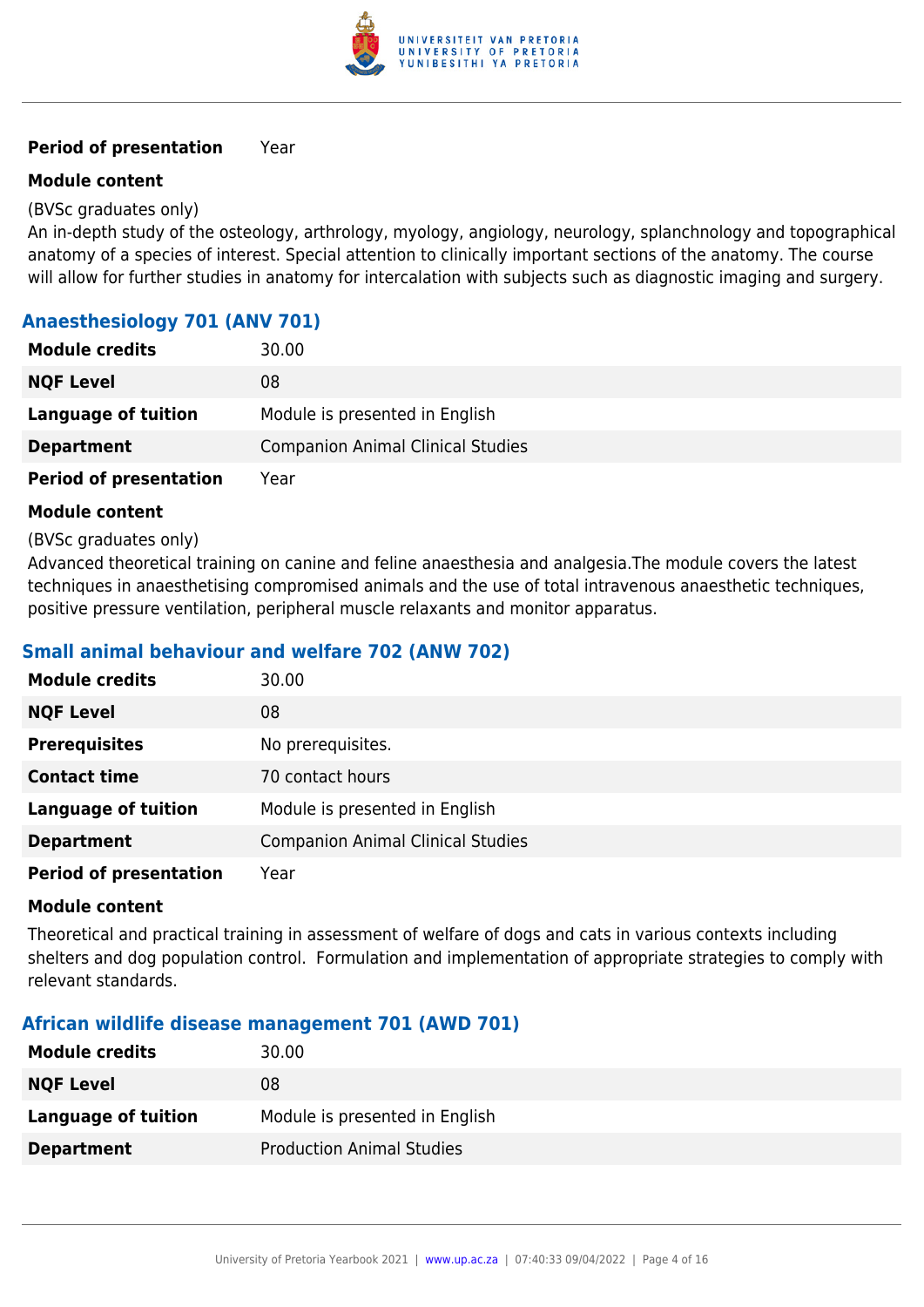| | |
|---|---|
| **Period of presentation** | Year |

**Module content**

(BVSc graduates only)
An in-depth study of the osteology, arthrology, myology, angiology, neurology, splanchnology and topographical anatomy of a species of interest. Special attention to clinically important sections of the anatomy. The course will allow for further studies in anatomy for intercalation with subjects such as diagnostic imaging and surgery.

### Anaesthesiology 701 (ANV 701)

| | |
|---|---|
| **Module credits** | 30.00 |
| **NQF Level** | 08 |
| **Language of tuition** | Module is presented in English |
| **Department** | Companion Animal Clinical Studies |
| **Period of presentation** | Year |

**Module content**

(BVSc graduates only)
Advanced theoretical training on canine and feline anaesthesia and analgesia.The module covers the latest techniques in anaesthetising compromised animals and the use of total intravenous anaesthetic techniques, positive pressure ventilation, peripheral muscle relaxants and monitor apparatus.

### Small animal behaviour and welfare 702 (ANW 702)

| | |
|---|---|
| **Module credits** | 30.00 |
| **NQF Level** | 08 |
| **Prerequisites** | No prerequisites. |
| **Contact time** | 70 contact hours |
| **Language of tuition** | Module is presented in English |
| **Department** | Companion Animal Clinical Studies |
| **Period of presentation** | Year |

**Module content**

Theoretical and practical training in assessment of welfare of dogs and cats in various contexts including shelters and dog population control. Formulation and implementation of appropriate strategies to comply with relevant standards.

### African wildlife disease management 701 (AWD 701)

| | |
|---|---|
| **Module credits** | 30.00 |
| **NQF Level** | 08 |
| **Language of tuition** | Module is presented in English |
| **Department** | Production Animal Studies |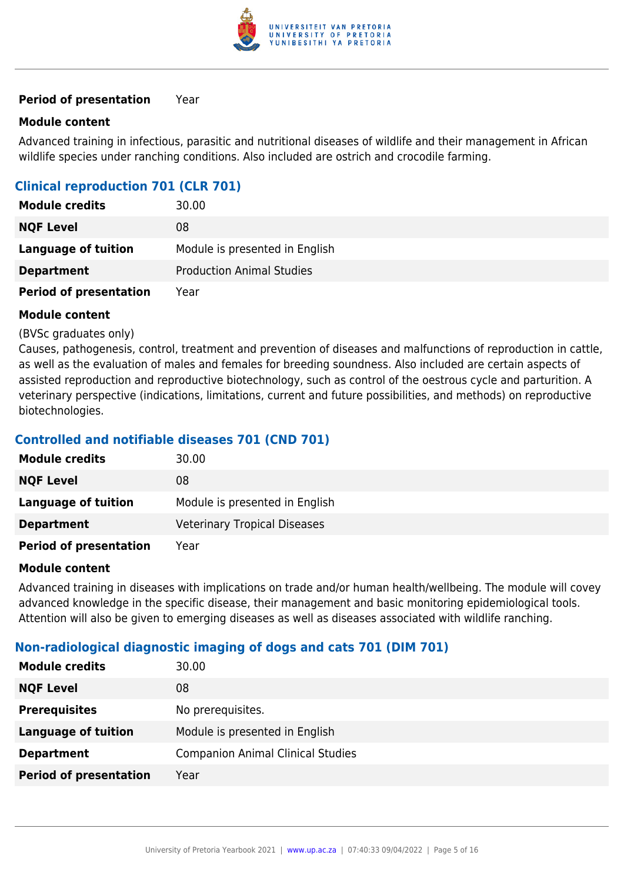| | |
|---|---|
| **Period of presentation** | Year |

**Module content**

Advanced training in infectious, parasitic and nutritional diseases of wildlife and their management in African wildlife species under ranching conditions. Also included are ostrich and crocodile farming.

### Clinical reproduction 701 (CLR 701)

| | |
|---|---|
| **Module credits** | 30.00 |
| **NQF Level** | 08 |
| **Language of tuition** | Module is presented in English |
| **Department** | Production Animal Studies |
| **Period of presentation** | Year |

**Module content**

(BVSc graduates only)
Causes, pathogenesis, control, treatment and prevention of diseases and malfunctions of reproduction in cattle, as well as the evaluation of males and females for breeding soundness. Also included are certain aspects of assisted reproduction and reproductive biotechnology, such as control of the oestrous cycle and parturition. A veterinary perspective (indications, limitations, current and future possibilities, and methods) on reproductive biotechnologies.

### Controlled and notifiable diseases 701 (CND 701)

| | |
|---|---|
| **Module credits** | 30.00 |
| **NQF Level** | 08 |
| **Language of tuition** | Module is presented in English |
| **Department** | Veterinary Tropical Diseases |
| **Period of presentation** | Year |

**Module content**

Advanced training in diseases with implications on trade and/or human health/wellbeing. The module will covey advanced knowledge in the specific disease, their management and basic monitoring epidemiological tools. Attention will also be given to emerging diseases as well as diseases associated with wildlife ranching.

### Non-radiological diagnostic imaging of dogs and cats 701 (DIM 701)

| | |
|---|---|
| **Module credits** | 30.00 |
| **NQF Level** | 08 |
| **Prerequisites** | No prerequisites. |
| **Language of tuition** | Module is presented in English |
| **Department** | Companion Animal Clinical Studies |
| **Period of presentation** | Year |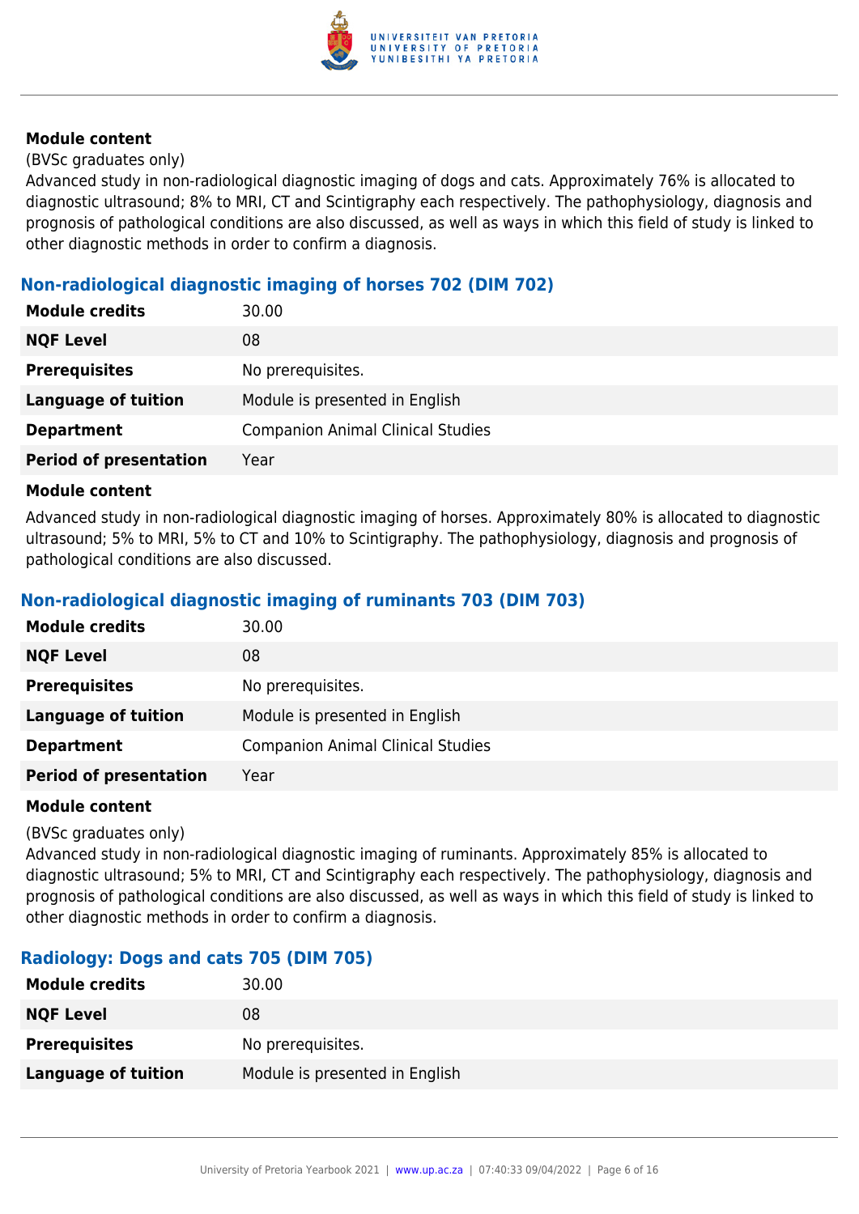**Module content**

(BVSc graduates only)
Advanced study in non-radiological diagnostic imaging of dogs and cats. Approximately 76% is allocated to diagnostic ultrasound; 8% to MRI, CT and Scintigraphy each respectively. The pathophysiology, diagnosis and prognosis of pathological conditions are also discussed, as well as ways in which this field of study is linked to other diagnostic methods in order to confirm a diagnosis.

### Non-radiological diagnostic imaging of horses 702 (DIM 702)

| | |
|---|---|
| **Module credits** | 30.00 |
| **NQF Level** | 08 |
| **Prerequisites** | No prerequisites. |
| **Language of tuition** | Module is presented in English |
| **Department** | Companion Animal Clinical Studies |
| **Period of presentation** | Year |

**Module content**

Advanced study in non-radiological diagnostic imaging of horses. Approximately 80% is allocated to diagnostic ultrasound; 5% to MRI, 5% to CT and 10% to Scintigraphy. The pathophysiology, diagnosis and prognosis of pathological conditions are also discussed.

### Non-radiological diagnostic imaging of ruminants 703 (DIM 703)

| | |
|---|---|
| **Module credits** | 30.00 |
| **NQF Level** | 08 |
| **Prerequisites** | No prerequisites. |
| **Language of tuition** | Module is presented in English |
| **Department** | Companion Animal Clinical Studies |
| **Period of presentation** | Year |

**Module content**

(BVSc graduates only)
Advanced study in non-radiological diagnostic imaging of ruminants. Approximately 85% is allocated to diagnostic ultrasound; 5% to MRI, CT and Scintigraphy each respectively. The pathophysiology, diagnosis and prognosis of pathological conditions are also discussed, as well as ways in which this field of study is linked to other diagnostic methods in order to confirm a diagnosis.

### Radiology: Dogs and cats 705 (DIM 705)

| | |
|---|---|
| **Module credits** | 30.00 |
| **NQF Level** | 08 |
| **Prerequisites** | No prerequisites. |
| **Language of tuition** | Module is presented in English |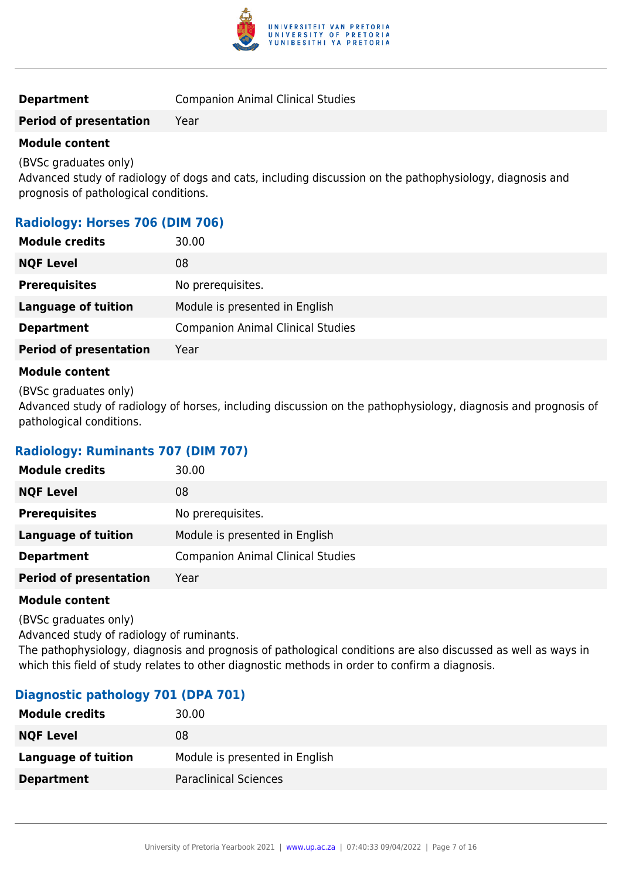| | |
|---|---|
| **Department** | Companion Animal Clinical Studies |
| **Period of presentation** | Year |

**Module content**

(BVSc graduates only)
Advanced study of radiology of dogs and cats, including discussion on the pathophysiology, diagnosis and prognosis of pathological conditions.

### Radiology: Horses 706 (DIM 706)

| | |
|---|---|
| **Module credits** | 30.00 |
| **NQF Level** | 08 |
| **Prerequisites** | No prerequisites. |
| **Language of tuition** | Module is presented in English |
| **Department** | Companion Animal Clinical Studies |
| **Period of presentation** | Year |

**Module content**

(BVSc graduates only)
Advanced study of radiology of horses, including discussion on the pathophysiology, diagnosis and prognosis of pathological conditions.

### Radiology: Ruminants 707 (DIM 707)

| | |
|---|---|
| **Module credits** | 30.00 |
| **NQF Level** | 08 |
| **Prerequisites** | No prerequisites. |
| **Language of tuition** | Module is presented in English |
| **Department** | Companion Animal Clinical Studies |
| **Period of presentation** | Year |

**Module content**

(BVSc graduates only)
Advanced study of radiology of ruminants.
The pathophysiology, diagnosis and prognosis of pathological conditions are also discussed as well as ways in which this field of study relates to other diagnostic methods in order to confirm a diagnosis.

### Diagnostic pathology 701 (DPA 701)

| | |
|---|---|
| **Module credits** | 30.00 |
| **NQF Level** | 08 |
| **Language of tuition** | Module is presented in English |
| **Department** | Paraclinical Sciences |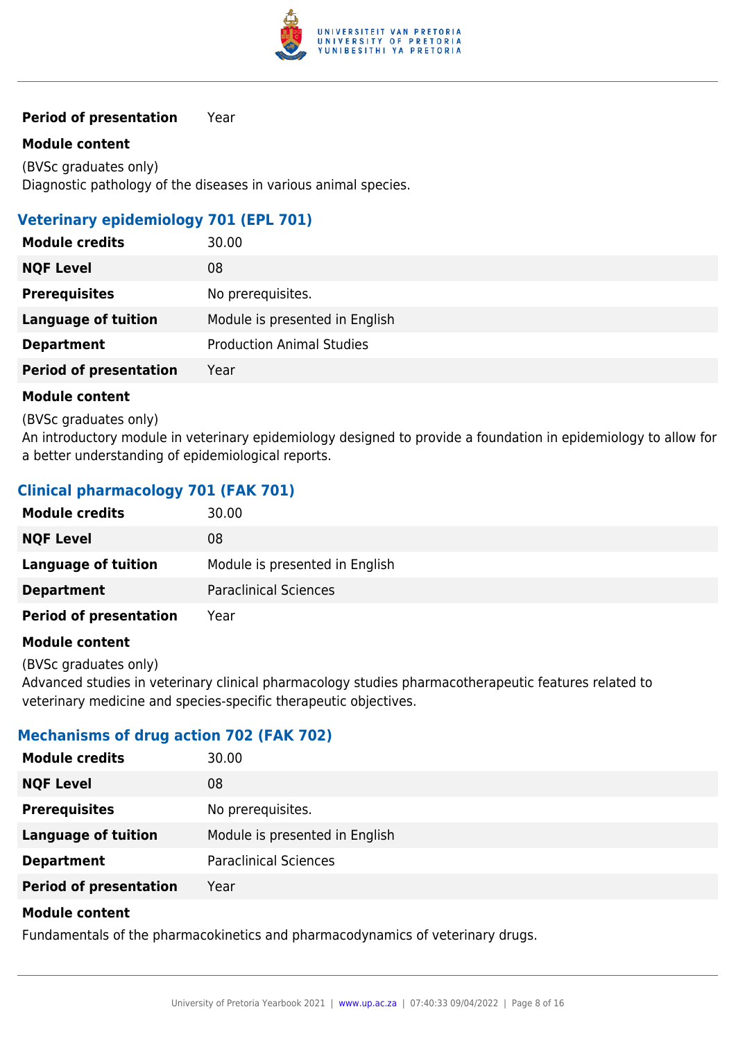| | |
|---|---|
| **Period of presentation** | Year |

**Module content**

(BVSc graduates only)
Diagnostic pathology of the diseases in various animal species.

### Veterinary epidemiology 701 (EPL 701)

| | |
|---|---|
| **Module credits** | 30.00 |
| **NQF Level** | 08 |
| **Prerequisites** | No prerequisites. |
| **Language of tuition** | Module is presented in English |
| **Department** | Production Animal Studies |
| **Period of presentation** | Year |

**Module content**

(BVSc graduates only)
An introductory module in veterinary epidemiology designed to provide a foundation in epidemiology to allow for a better understanding of epidemiological reports.

### Clinical pharmacology 701 (FAK 701)

| | |
|---|---|
| **Module credits** | 30.00 |
| **NQF Level** | 08 |
| **Language of tuition** | Module is presented in English |
| **Department** | Paraclinical Sciences |
| **Period of presentation** | Year |

**Module content**

(BVSc graduates only)
Advanced studies in veterinary clinical pharmacology studies pharmacotherapeutic features related to veterinary medicine and species-specific therapeutic objectives.

### Mechanisms of drug action 702 (FAK 702)

| | |
|---|---|
| **Module credits** | 30.00 |
| **NQF Level** | 08 |
| **Prerequisites** | No prerequisites. |
| **Language of tuition** | Module is presented in English |
| **Department** | Paraclinical Sciences |
| **Period of presentation** | Year |

**Module content**

Fundamentals of the pharmacokinetics and pharmacodynamics of veterinary drugs.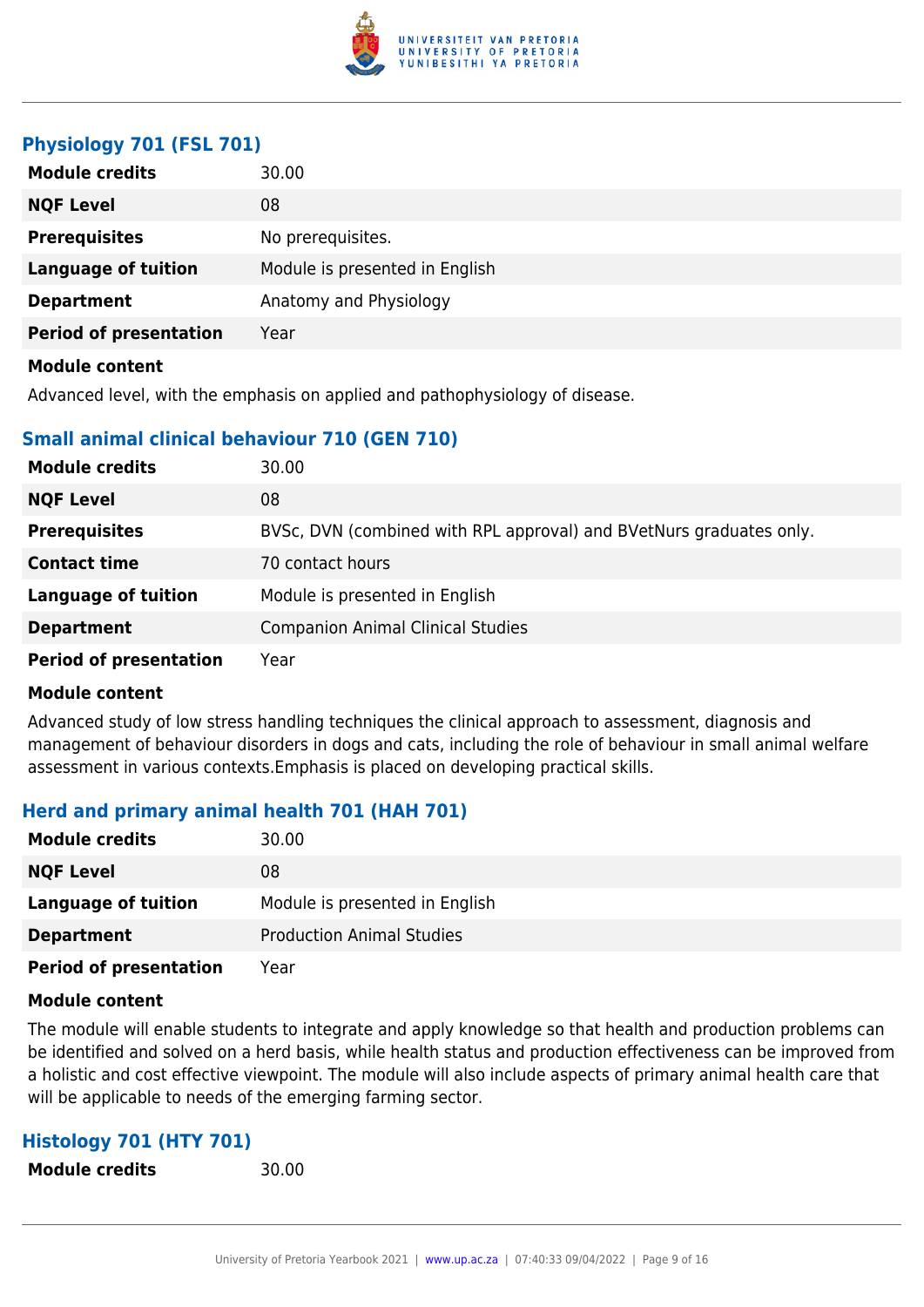### Physiology 701 (FSL 701)

| | |
|---|---|
| **Module credits** | 30.00 |
| **NQF Level** | 08 |
| **Prerequisites** | No prerequisites. |
| **Language of tuition** | Module is presented in English |
| **Department** | Anatomy and Physiology |
| **Period of presentation** | Year |

**Module content**

Advanced level, with the emphasis on applied and pathophysiology of disease.

### Small animal clinical behaviour 710 (GEN 710)

| | |
|---|---|
| **Module credits** | 30.00 |
| **NQF Level** | 08 |
| **Prerequisites** | BVSc, DVN (combined with RPL approval) and BVetNurs graduates only. |
| **Contact time** | 70 contact hours |
| **Language of tuition** | Module is presented in English |
| **Department** | Companion Animal Clinical Studies |
| **Period of presentation** | Year |

**Module content**

Advanced study of low stress handling techniques the clinical approach to assessment, diagnosis and management of behaviour disorders in dogs and cats, including the role of behaviour in small animal welfare assessment in various contexts.Emphasis is placed on developing practical skills.

### Herd and primary animal health 701 (HAH 701)

| | |
|---|---|
| **Module credits** | 30.00 |
| **NQF Level** | 08 |
| **Language of tuition** | Module is presented in English |
| **Department** | Production Animal Studies |
| **Period of presentation** | Year |

**Module content**

The module will enable students to integrate and apply knowledge so that health and production problems can be identified and solved on a herd basis, while health status and production effectiveness can be improved from a holistic and cost effective viewpoint. The module will also include aspects of primary animal health care that will be applicable to needs of the emerging farming sector.

### Histology 701 (HTY 701)

| | |
|---|---|
| **Module credits** | 30.00 |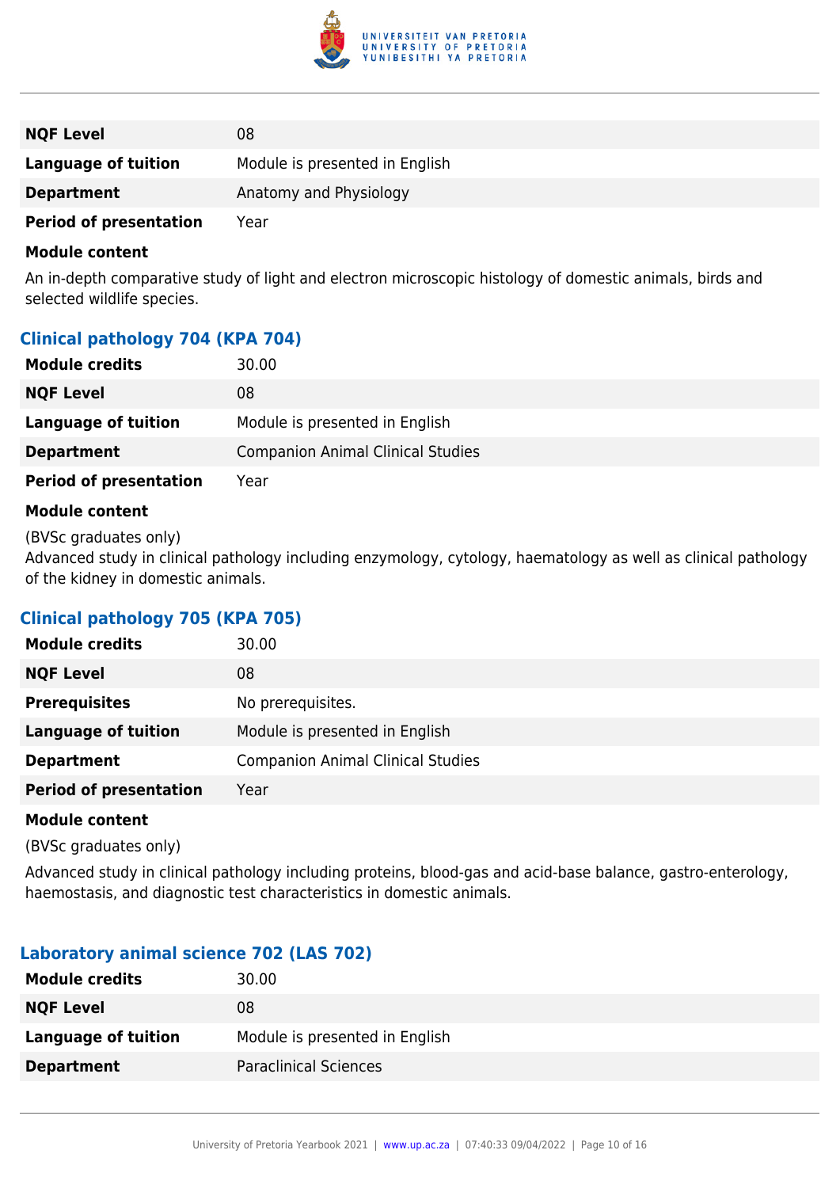| | |
|---|---|
| **NQF Level** | 08 |
| **Language of tuition** | Module is presented in English |
| **Department** | Anatomy and Physiology |
| **Period of presentation** | Year |

**Module content**

An in-depth comparative study of light and electron microscopic histology of domestic animals, birds and selected wildlife species.

### Clinical pathology 704 (KPA 704)

| | |
|---|---|
| **Module credits** | 30.00 |
| **NQF Level** | 08 |
| **Language of tuition** | Module is presented in English |
| **Department** | Companion Animal Clinical Studies |
| **Period of presentation** | Year |

**Module content**

(BVSc graduates only)
Advanced study in clinical pathology including enzymology, cytology, haematology as well as clinical pathology of the kidney in domestic animals.

### Clinical pathology 705 (KPA 705)

| | |
|---|---|
| **Module credits** | 30.00 |
| **NQF Level** | 08 |
| **Prerequisites** | No prerequisites. |
| **Language of tuition** | Module is presented in English |
| **Department** | Companion Animal Clinical Studies |
| **Period of presentation** | Year |

**Module content**

(BVSc graduates only)

Advanced study in clinical pathology including proteins, blood-gas and acid-base balance, gastro-enterology, haemostasis, and diagnostic test characteristics in domestic animals.

### Laboratory animal science 702 (LAS 702)

| | |
|---|---|
| **Module credits** | 30.00 |
| **NQF Level** | 08 |
| **Language of tuition** | Module is presented in English |
| **Department** | Paraclinical Sciences |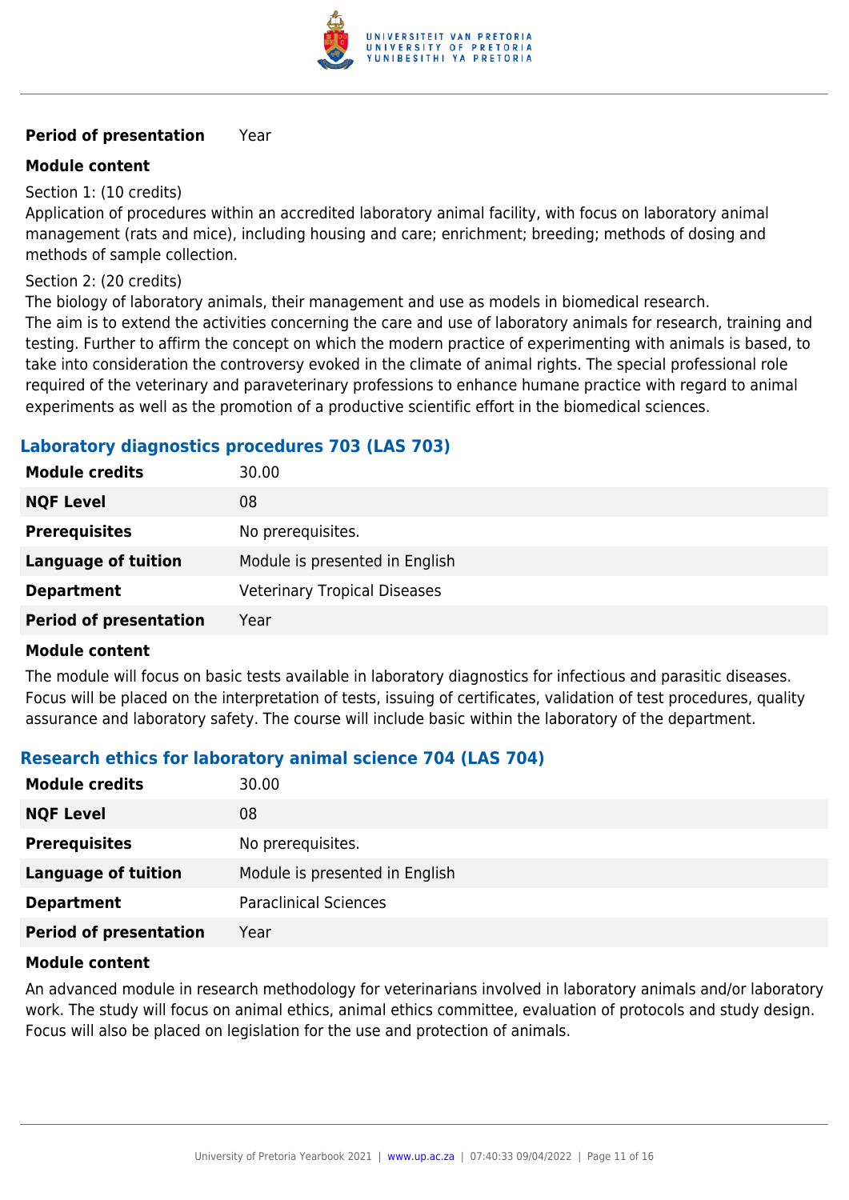| | |
|---|---|
| **Period of presentation** | Year |

**Module content**

Section 1: (10 credits)

Application of procedures within an accredited laboratory animal facility, with focus on laboratory animal management (rats and mice), including housing and care; enrichment; breeding; methods of dosing and methods of sample collection.

Section 2: (20 credits)

The biology of laboratory animals, their management and use as models in biomedical research.

The aim is to extend the activities concerning the care and use of laboratory animals for research, training and testing. Further to affirm the concept on which the modern practice of experimenting with animals is based, to take into consideration the controversy evoked in the climate of animal rights. The special professional role required of the veterinary and paraveterinary professions to enhance humane practice with regard to animal experiments as well as the promotion of a productive scientific effort in the biomedical sciences.

### Laboratory diagnostics procedures 703 (LAS 703)

| | |
|---|---|
| **Module credits** | 30.00 |
| **NQF Level** | 08 |
| **Prerequisites** | No prerequisites. |
| **Language of tuition** | Module is presented in English |
| **Department** | Veterinary Tropical Diseases |
| **Period of presentation** | Year |

**Module content**

The module will focus on basic tests available in laboratory diagnostics for infectious and parasitic diseases. Focus will be placed on the interpretation of tests, issuing of certificates, validation of test procedures, quality assurance and laboratory safety. The course will include basic within the laboratory of the department.

### Research ethics for laboratory animal science 704 (LAS 704)

| | |
|---|---|
| **Module credits** | 30.00 |
| **NQF Level** | 08 |
| **Prerequisites** | No prerequisites. |
| **Language of tuition** | Module is presented in English |
| **Department** | Paraclinical Sciences |
| **Period of presentation** | Year |

**Module content**

An advanced module in research methodology for veterinarians involved in laboratory animals and/or laboratory work. The study will focus on animal ethics, animal ethics committee, evaluation of protocols and study design. Focus will also be placed on legislation for the use and protection of animals.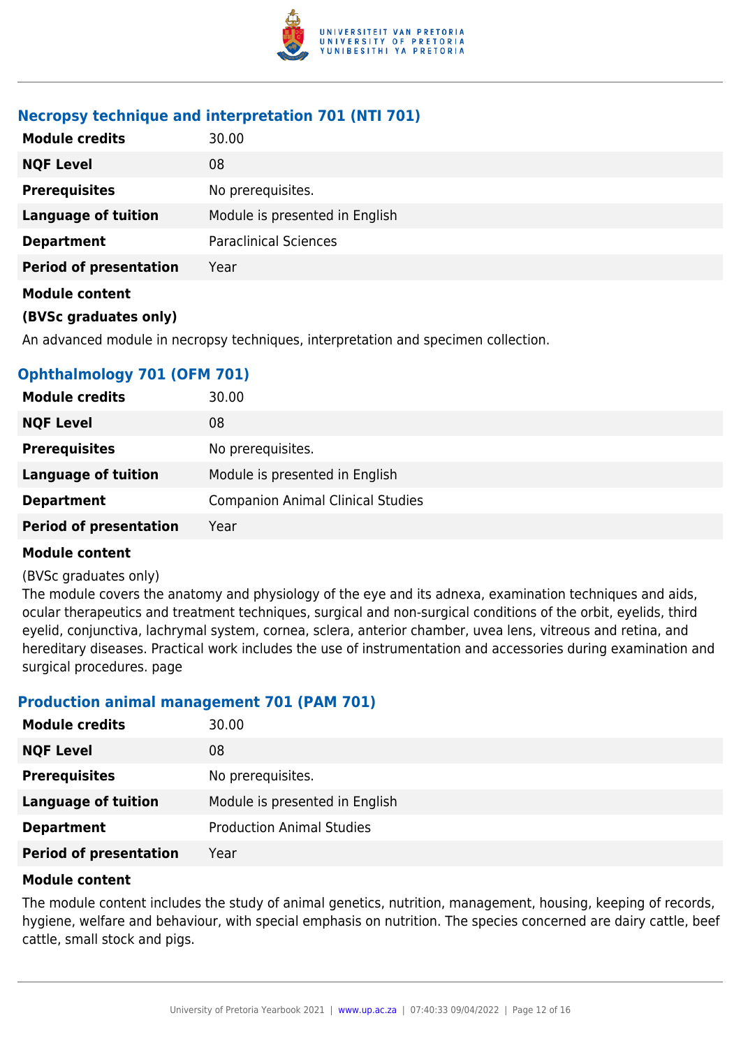### Necropsy technique and interpretation 701 (NTI 701)

| | |
|---|---|
| **Module credits** | 30.00 |
| **NQF Level** | 08 |
| **Prerequisites** | No prerequisites. |
| **Language of tuition** | Module is presented in English |
| **Department** | Paraclinical Sciences |
| **Period of presentation** | Year |

**Module content**

**(BVSc graduates only)**

An advanced module in necropsy techniques, interpretation and specimen collection.

### Ophthalmology 701 (OFM 701)

| | |
|---|---|
| **Module credits** | 30.00 |
| **NQF Level** | 08 |
| **Prerequisites** | No prerequisites. |
| **Language of tuition** | Module is presented in English |
| **Department** | Companion Animal Clinical Studies |
| **Period of presentation** | Year |

**Module content**

(BVSc graduates only)
The module covers the anatomy and physiology of the eye and its adnexa, examination techniques and aids, ocular therapeutics and treatment techniques, surgical and non-surgical conditions of the orbit, eyelids, third eyelid, conjunctiva, lachrymal system, cornea, sclera, anterior chamber, uvea lens, vitreous and retina, and hereditary diseases. Practical work includes the use of instrumentation and accessories during examination and surgical procedures. page

### Production animal management 701 (PAM 701)

| | |
|---|---|
| **Module credits** | 30.00 |
| **NQF Level** | 08 |
| **Prerequisites** | No prerequisites. |
| **Language of tuition** | Module is presented in English |
| **Department** | Production Animal Studies |
| **Period of presentation** | Year |

**Module content**

The module content includes the study of animal genetics, nutrition, management, housing, keeping of records, hygiene, welfare and behaviour, with special emphasis on nutrition. The species concerned are dairy cattle, beef cattle, small stock and pigs.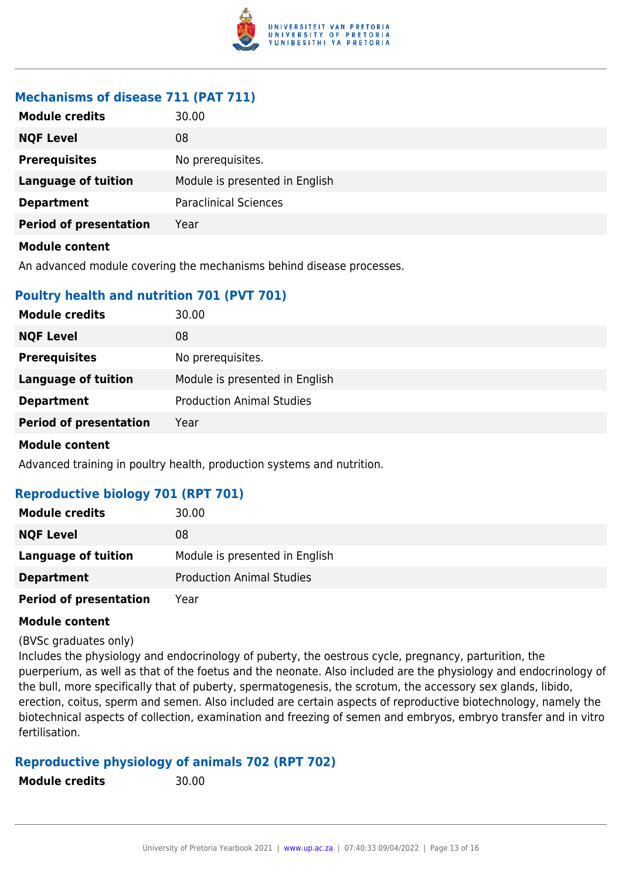### Mechanisms of disease 711 (PAT 711)

| | |
|---|---|
| **Module credits** | 30.00 |
| **NQF Level** | 08 |
| **Prerequisites** | No prerequisites. |
| **Language of tuition** | Module is presented in English |
| **Department** | Paraclinical Sciences |
| **Period of presentation** | Year |

**Module content**

An advanced module covering the mechanisms behind disease processes.

### Poultry health and nutrition 701 (PVT 701)

| | |
|---|---|
| **Module credits** | 30.00 |
| **NQF Level** | 08 |
| **Prerequisites** | No prerequisites. |
| **Language of tuition** | Module is presented in English |
| **Department** | Production Animal Studies |
| **Period of presentation** | Year |

**Module content**

Advanced training in poultry health, production systems and nutrition.

### Reproductive biology 701 (RPT 701)

| | |
|---|---|
| **Module credits** | 30.00 |
| **NQF Level** | 08 |
| **Language of tuition** | Module is presented in English |
| **Department** | Production Animal Studies |
| **Period of presentation** | Year |

**Module content**

(BVSc graduates only)
Includes the physiology and endocrinology of puberty, the oestrous cycle, pregnancy, parturition, the puerperium, as well as that of the foetus and the neonate. Also included are the physiology and endocrinology of the bull, more specifically that of puberty, spermatogenesis, the scrotum, the accessory sex glands, libido, erection, coitus, sperm and semen. Also included are certain aspects of reproductive biotechnology, namely the biotechnical aspects of collection, examination and freezing of semen and embryos, embryo transfer and in vitro fertilisation.

### Reproductive physiology of animals 702 (RPT 702)

| | |
|---|---|
| **Module credits** | 30.00 |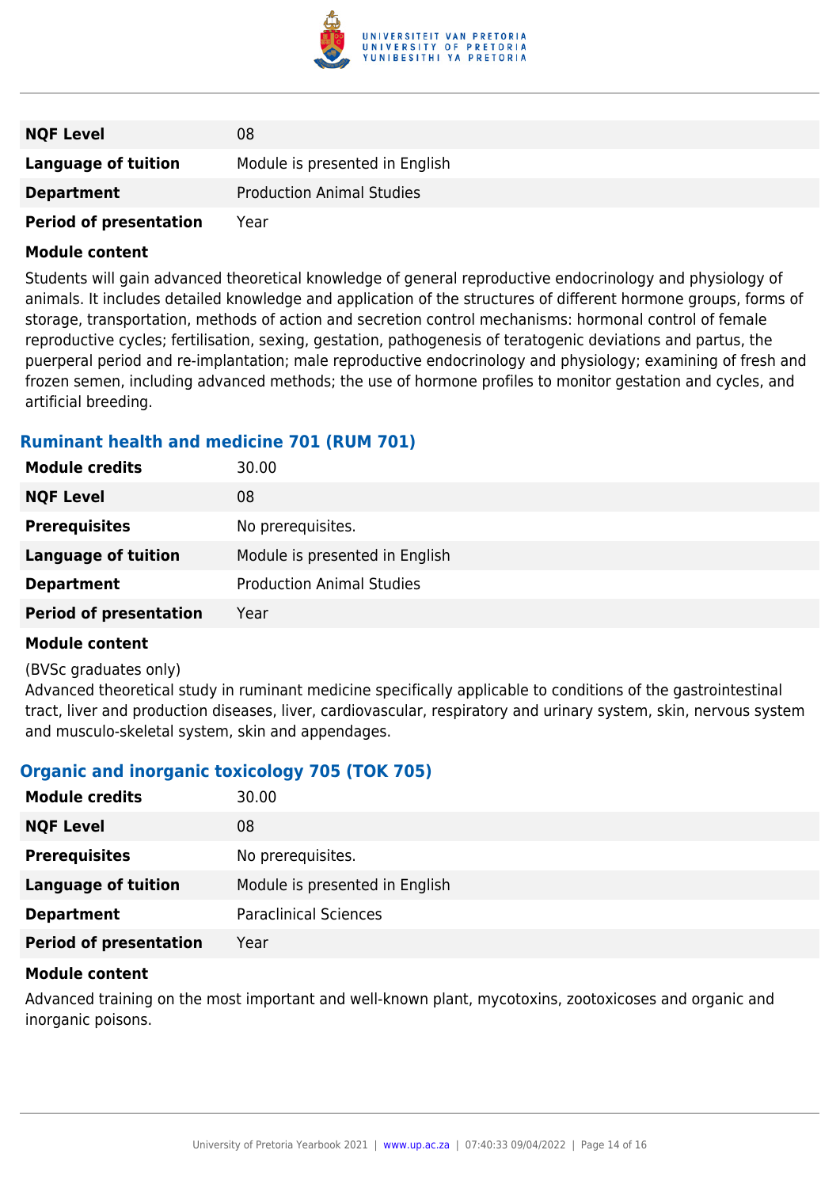| | |
|---|---|
| **NQF Level** | 08 |
| **Language of tuition** | Module is presented in English |
| **Department** | Production Animal Studies |
| **Period of presentation** | Year |

**Module content**

Students will gain advanced theoretical knowledge of general reproductive endocrinology and physiology of animals. It includes detailed knowledge and application of the structures of different hormone groups, forms of storage, transportation, methods of action and secretion control mechanisms: hormonal control of female reproductive cycles; fertilisation, sexing, gestation, pathogenesis of teratogenic deviations and partus, the puerperal period and re-implantation; male reproductive endocrinology and physiology; examining of fresh and frozen semen, including advanced methods; the use of hormone profiles to monitor gestation and cycles, and artificial breeding.

### Ruminant health and medicine 701 (RUM 701)

| | |
|---|---|
| **Module credits** | 30.00 |
| **NQF Level** | 08 |
| **Prerequisites** | No prerequisites. |
| **Language of tuition** | Module is presented in English |
| **Department** | Production Animal Studies |
| **Period of presentation** | Year |

**Module content**

(BVSc graduates only)
Advanced theoretical study in ruminant medicine specifically applicable to conditions of the gastrointestinal tract, liver and production diseases, liver, cardiovascular, respiratory and urinary system, skin, nervous system and musculo-skeletal system, skin and appendages.

### Organic and inorganic toxicology 705 (TOK 705)

| | |
|---|---|
| **Module credits** | 30.00 |
| **NQF Level** | 08 |
| **Prerequisites** | No prerequisites. |
| **Language of tuition** | Module is presented in English |
| **Department** | Paraclinical Sciences |
| **Period of presentation** | Year |

**Module content**

Advanced training on the most important and well-known plant, mycotoxins, zootoxicoses and organic and inorganic poisons.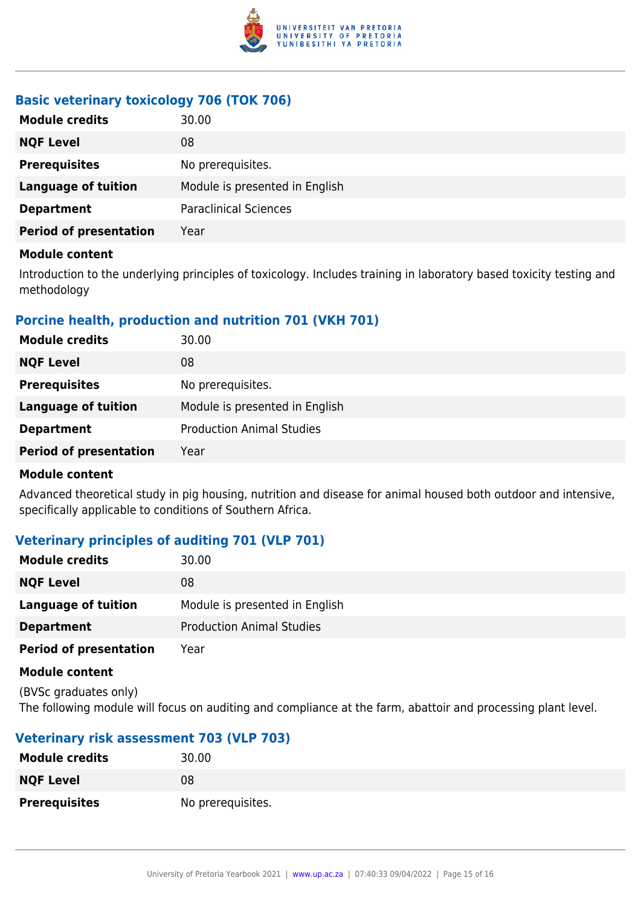### Basic veterinary toxicology 706 (TOK 706)

| | |
|---|---|
| **Module credits** | 30.00 |
| **NQF Level** | 08 |
| **Prerequisites** | No prerequisites. |
| **Language of tuition** | Module is presented in English |
| **Department** | Paraclinical Sciences |
| **Period of presentation** | Year |

**Module content**

Introduction to the underlying principles of toxicology. Includes training in laboratory based toxicity testing and methodology

### Porcine health, production and nutrition 701 (VKH 701)

| | |
|---|---|
| **Module credits** | 30.00 |
| **NQF Level** | 08 |
| **Prerequisites** | No prerequisites. |
| **Language of tuition** | Module is presented in English |
| **Department** | Production Animal Studies |
| **Period of presentation** | Year |

**Module content**

Advanced theoretical study in pig housing, nutrition and disease for animal housed both outdoor and intensive, specifically applicable to conditions of Southern Africa.

### Veterinary principles of auditing 701 (VLP 701)

| | |
|---|---|
| **Module credits** | 30.00 |
| **NQF Level** | 08 |
| **Language of tuition** | Module is presented in English |
| **Department** | Production Animal Studies |
| **Period of presentation** | Year |

**Module content**

(BVSc graduates only)
The following module will focus on auditing and compliance at the farm, abattoir and processing plant level.

### Veterinary risk assessment 703 (VLP 703)

| | |
|---|---|
| **Module credits** | 30.00 |
| **NQF Level** | 08 |
| **Prerequisites** | No prerequisites. |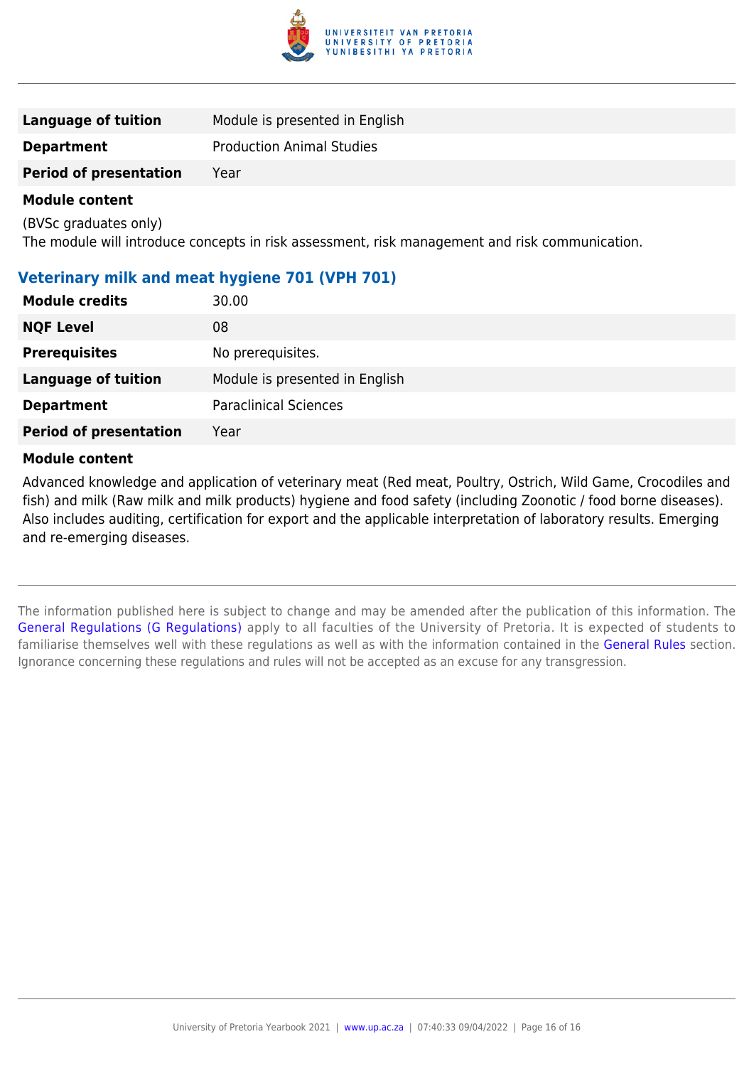| | |
|---|---|
| **Language of tuition** | Module is presented in English |
| **Department** | Production Animal Studies |
| **Period of presentation** | Year |

**Module content**

(BVSc graduates only)
The module will introduce concepts in risk assessment, risk management and risk communication.

### Veterinary milk and meat hygiene 701 (VPH 701)

| | |
|---|---|
| **Module credits** | 30.00 |
| **NQF Level** | 08 |
| **Prerequisites** | No prerequisites. |
| **Language of tuition** | Module is presented in English |
| **Department** | Paraclinical Sciences |
| **Period of presentation** | Year |

**Module content**

Advanced knowledge and application of veterinary meat (Red meat, Poultry, Ostrich, Wild Game, Crocodiles and fish) and milk (Raw milk and milk products) hygiene and food safety (including Zoonotic / food borne diseases). Also includes auditing, certification for export and the applicable interpretation of laboratory results. Emerging and re-emerging diseases.

The information published here is subject to change and may be amended after the publication of this information. The General Regulations (G Regulations) apply to all faculties of the University of Pretoria. It is expected of students to familiarise themselves well with these regulations as well as with the information contained in the General Rules section. Ignorance concerning these regulations and rules will not be accepted as an excuse for any transgression.